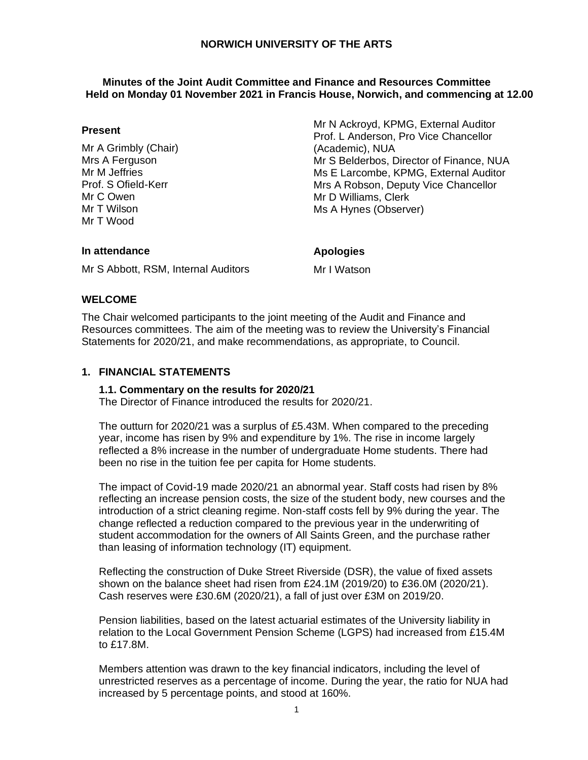**NORWICH UNIVERSITY OF THE ARTS**

**Minutes of the Joint Audit Committee and Finance and Resources Committee Held on Monday 01 November 2021 in Francis House, Norwich, and commencing at 12.00**

**Present**

Mr A Grimbly (Chair)
Mrs A Ferguson
Mr M Jeffries
Prof. S Ofield-Kerr
Mr C Owen
Mr T Wilson
Mr T Wood

Mr N Ackroyd, KPMG, External Auditor
Prof. L Anderson, Pro Vice Chancellor (Academic), NUA
Mr S Belderbos, Director of Finance, NUA
Ms E Larcombe, KPMG, External Auditor
Mrs A Robson, Deputy Vice Chancellor
Mr D Williams, Clerk
Ms A Hynes (Observer)

**In attendance**

Mr S Abbott, RSM, Internal Auditors

**Apologies**

Mr I Watson

## WELCOME

The Chair welcomed participants to the joint meeting of the Audit and Finance and Resources committees. The aim of the meeting was to review the University's Financial Statements for 2020/21, and make recommendations, as appropriate, to Council.

## 1. FINANCIAL STATEMENTS

### 1.1. Commentary on the results for 2020/21

The Director of Finance introduced the results for 2020/21.

The outturn for 2020/21 was a surplus of £5.43M. When compared to the preceding year, income has risen by 9% and expenditure by 1%. The rise in income largely reflected a 8% increase in the number of undergraduate Home students. There had been no rise in the tuition fee per capita for Home students.

The impact of Covid-19 made 2020/21 an abnormal year. Staff costs had risen by 8% reflecting an increase pension costs, the size of the student body, new courses and the introduction of a strict cleaning regime. Non-staff costs fell by 9% during the year. The change reflected a reduction compared to the previous year in the underwriting of student accommodation for the owners of All Saints Green, and the purchase rather than leasing of information technology (IT) equipment.

Reflecting the construction of Duke Street Riverside (DSR), the value of fixed assets shown on the balance sheet had risen from £24.1M (2019/20) to £36.0M (2020/21). Cash reserves were £30.6M (2020/21), a fall of just over £3M on 2019/20.

Pension liabilities, based on the latest actuarial estimates of the University liability in relation to the Local Government Pension Scheme (LGPS) had increased from £15.4M to £17.8M.

Members attention was drawn to the key financial indicators, including the level of unrestricted reserves as a percentage of income. During the year, the ratio for NUA had increased by 5 percentage points, and stood at 160%.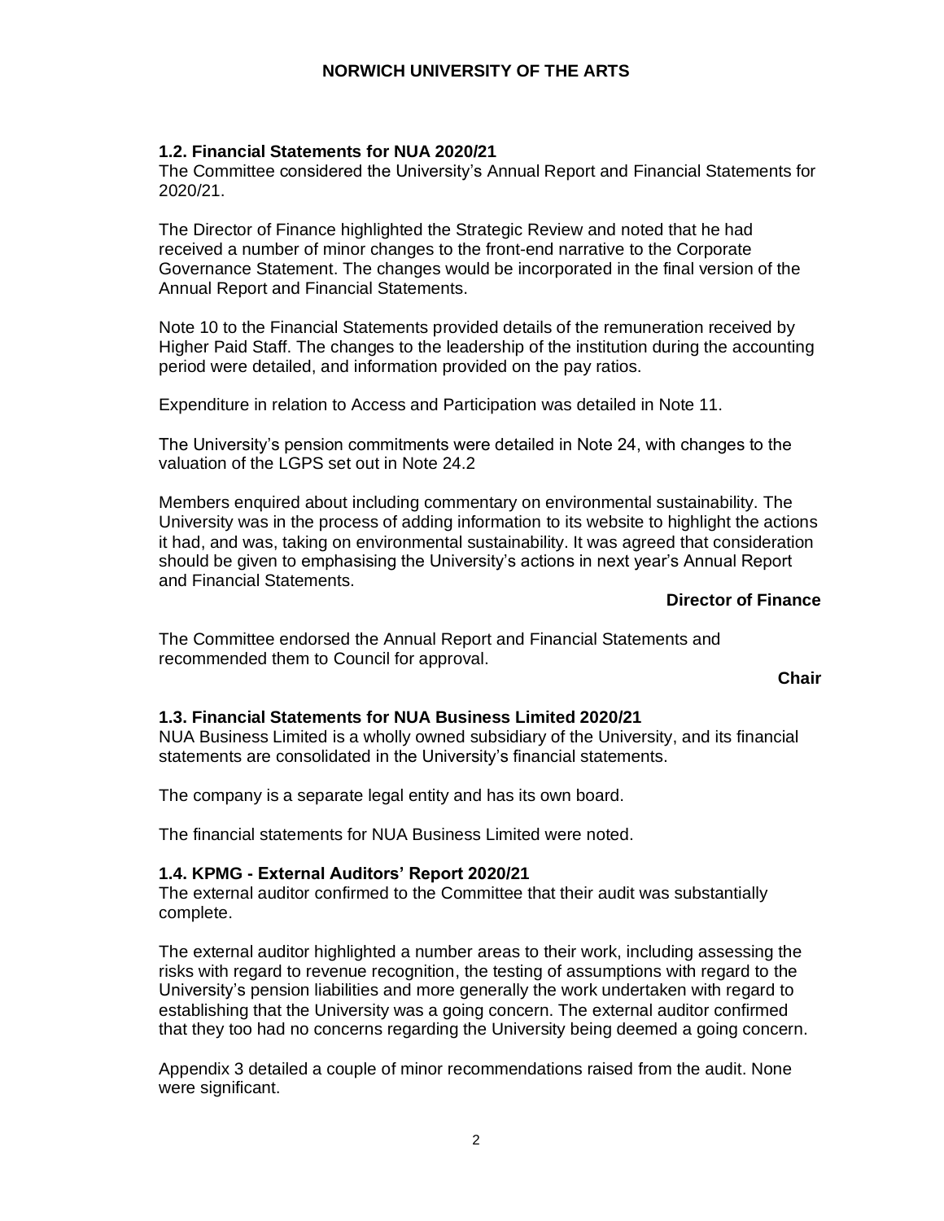### 1.2. Financial Statements for NUA 2020/21

The Committee considered the University's Annual Report and Financial Statements for 2020/21.

The Director of Finance highlighted the Strategic Review and noted that he had received a number of minor changes to the front-end narrative to the Corporate Governance Statement. The changes would be incorporated in the final version of the Annual Report and Financial Statements.

Note 10 to the Financial Statements provided details of the remuneration received by Higher Paid Staff. The changes to the leadership of the institution during the accounting period were detailed, and information provided on the pay ratios.

Expenditure in relation to Access and Participation was detailed in Note 11.

The University's pension commitments were detailed in Note 24, with changes to the valuation of the LGPS set out in Note 24.2

Members enquired about including commentary on environmental sustainability. The University was in the process of adding information to its website to highlight the actions it had, and was, taking on environmental sustainability. It was agreed that consideration should be given to emphasising the University's actions in next year's Annual Report and Financial Statements.

**Director of Finance**

The Committee endorsed the Annual Report and Financial Statements and recommended them to Council for approval.

**Chair**

### 1.3. Financial Statements for NUA Business Limited 2020/21

NUA Business Limited is a wholly owned subsidiary of the University, and its financial statements are consolidated in the University's financial statements.

The company is a separate legal entity and has its own board.

The financial statements for NUA Business Limited were noted.

### 1.4. KPMG - External Auditors' Report 2020/21

The external auditor confirmed to the Committee that their audit was substantially complete.

The external auditor highlighted a number areas to their work, including assessing the risks with regard to revenue recognition, the testing of assumptions with regard to the University's pension liabilities and more generally the work undertaken with regard to establishing that the University was a going concern. The external auditor confirmed that they too had no concerns regarding the University being deemed a going concern.

Appendix 3 detailed a couple of minor recommendations raised from the audit. None were significant.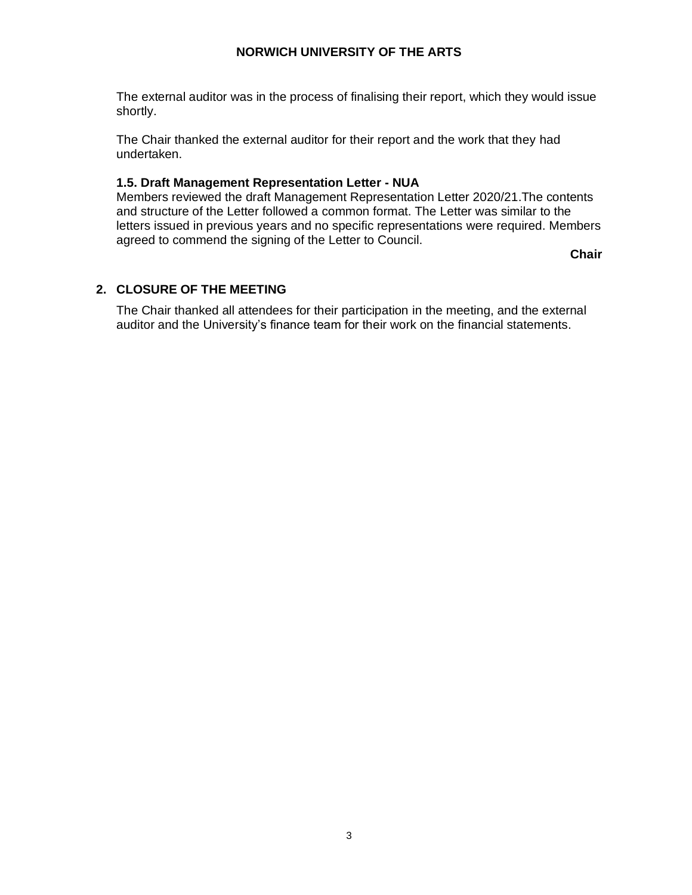The external auditor was in the process of finalising their report, which they would issue shortly.

The Chair thanked the external auditor for their report and the work that they had undertaken.

**1.5. Draft Management Representation Letter - NUA**

Members reviewed the draft Management Representation Letter 2020/21.The contents and structure of the Letter followed a common format. The Letter was similar to the letters issued in previous years and no specific representations were required. Members agreed to commend the signing of the Letter to Council.

**Chair**

## 2. CLOSURE OF THE MEETING

The Chair thanked all attendees for their participation in the meeting, and the external auditor and the University's finance team for their work on the financial statements.